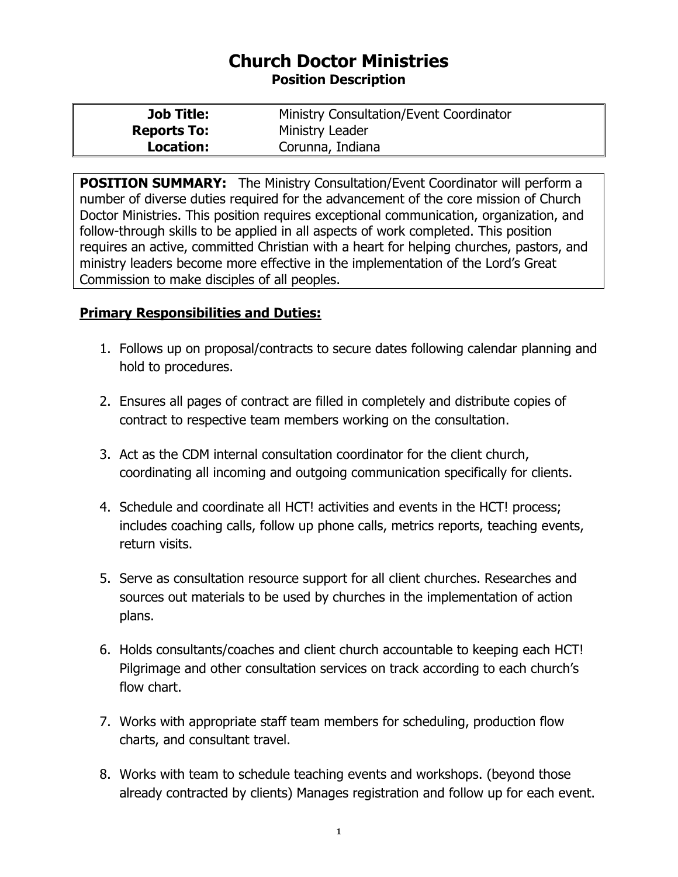# Church Doctor Ministries

## Position Description

| | |
|---|---|
| **Job Title:** | Ministry Consultation/Event Coordinator |
| **Reports To:** | Ministry Leader |
| **Location:** | Corunna, Indiana |

**POSITION SUMMARY:** The Ministry Consultation/Event Coordinator will perform a number of diverse duties required for the advancement of the core mission of Church Doctor Ministries. This position requires exceptional communication, organization, and follow-through skills to be applied in all aspects of work completed. This position requires an active, committed Christian with a heart for helping churches, pastors, and ministry leaders become more effective in the implementation of the Lord's Great Commission to make disciples of all peoples.

**Primary Responsibilities and Duties:**

1. Follows up on proposal/contracts to secure dates following calendar planning and hold to procedures.

2. Ensures all pages of contract are filled in completely and distribute copies of contract to respective team members working on the consultation.

3. Act as the CDM internal consultation coordinator for the client church, coordinating all incoming and outgoing communication specifically for clients.

4. Schedule and coordinate all HCT! activities and events in the HCT! process; includes coaching calls, follow up phone calls, metrics reports, teaching events, return visits.

5. Serve as consultation resource support for all client churches. Researches and sources out materials to be used by churches in the implementation of action plans.

6. Holds consultants/coaches and client church accountable to keeping each HCT! Pilgrimage and other consultation services on track according to each church's flow chart.

7. Works with appropriate staff team members for scheduling, production flow charts, and consultant travel.

8. Works with team to schedule teaching events and workshops. (beyond those already contracted by clients) Manages registration and follow up for each event.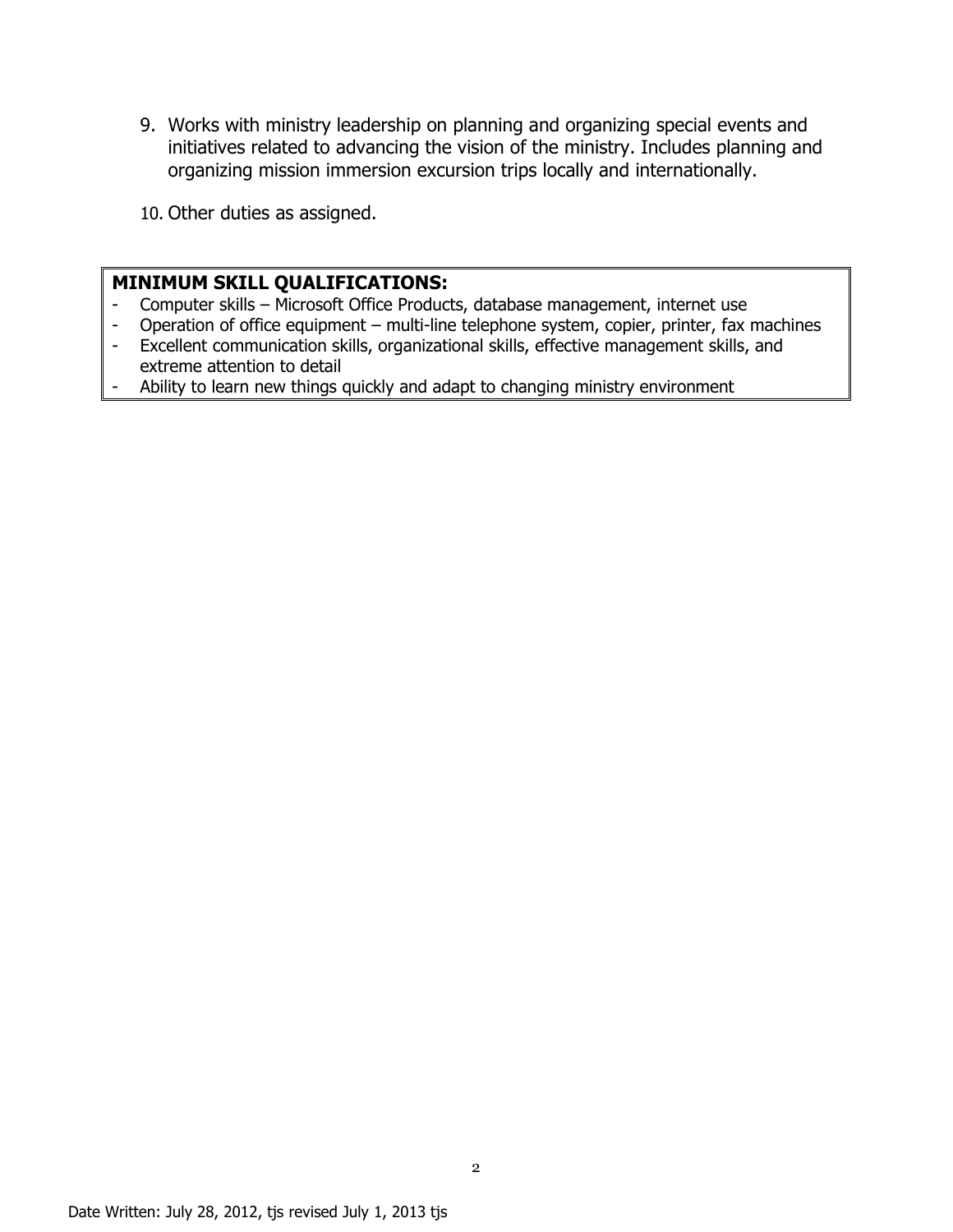9. Works with ministry leadership on planning and organizing special events and initiatives related to advancing the vision of the ministry. Includes planning and organizing mission immersion excursion trips locally and internationally.

10. Other duties as assigned.

**MINIMUM SKILL QUALIFICATIONS:**

- Computer skills – Microsoft Office Products, database management, internet use
- Operation of office equipment – multi-line telephone system, copier, printer, fax machines
- Excellent communication skills, organizational skills, effective management skills, and extreme attention to detail
- Ability to learn new things quickly and adapt to changing ministry environment

Date Written: July 28, 2012, tjs revised July 1, 2013 tjs